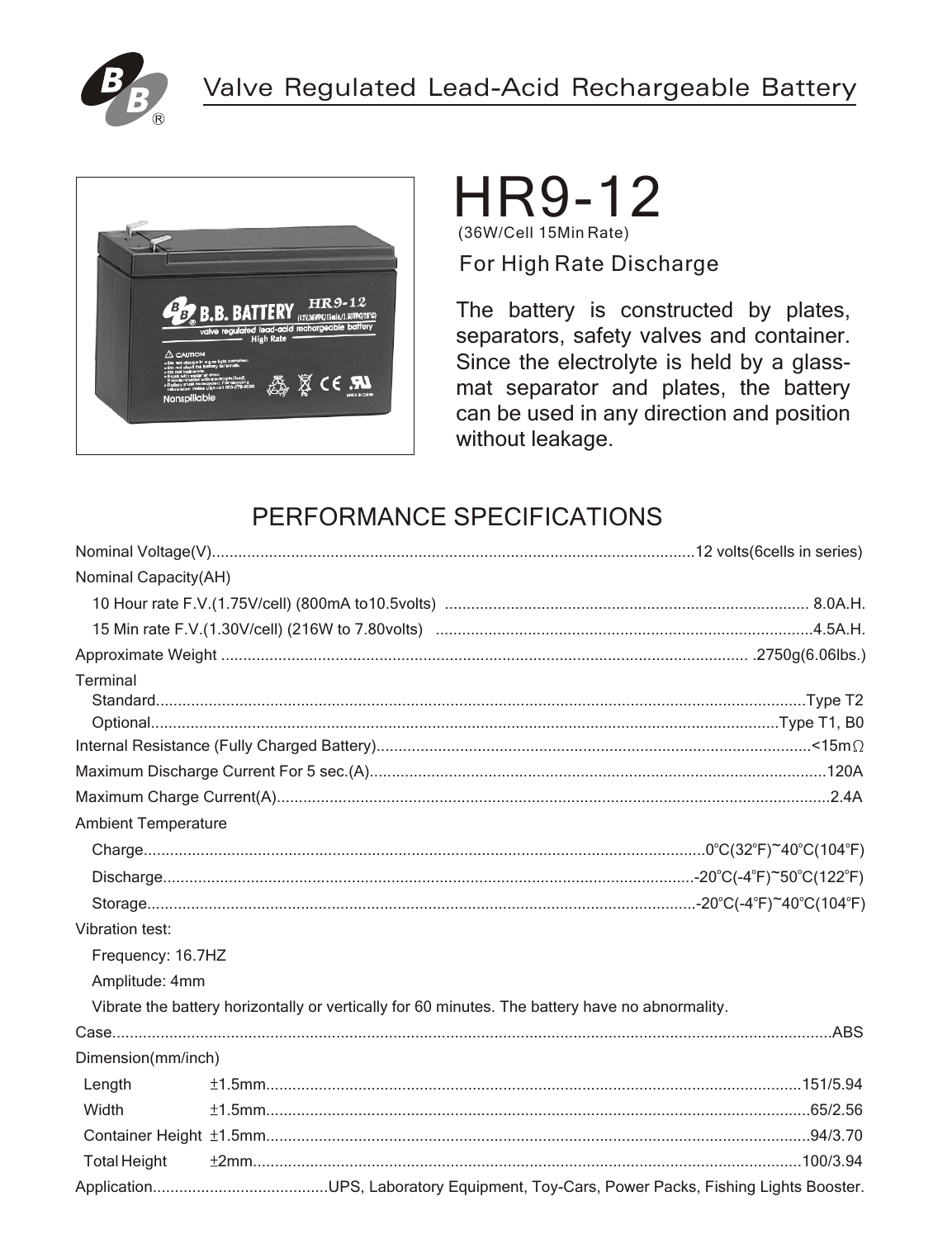# Valve Regulated Lead-Acid Rechargeable Battery

# HR9-12

(36W/Cell 15Min Rate)

For High Rate Discharge

The battery is constructed by plates, separators, safety valves and container. Since the electrolyte is held by a glass-mat separator and plates, the battery can be used in any direction and position without leakage.

## PERFORMANCE SPECIFICATIONS

Nominal Voltage(V)....................12 volts(6cells in series)

Nominal Capacity(AH)

- 10 Hour rate F.V.(1.75V/cell) (800mA to10.5volts) .................... 8.0A.H.
- 15 Min rate F.V.(1.30V/cell) (216W to 7.80volts) ....................4.5A.H.

Approximate Weight .................... .2750g(6.06lbs.)

Terminal

- Standard....................Type T2
- Optional....................Type T1, B0

Internal Resistance (Fully Charged Battery)....................<15mΩ

Maximum Discharge Current For 5 sec.(A)....................120A

Maximum Charge Current(A)....................2.4A

Ambient Temperature

- Charge....................0°C(32°F)~40°C(104°F)
- Discharge....................-20°C(-4°F)~50°C(122°F)
- Storage....................-20°C(-4°F)~40°C(104°F)

Vibration test:

- Frequency: 16.7HZ
- Amplitude: 4mm
- Vibrate the battery horizontally or vertically for 60 minutes. The battery have no abnormality.

Case....................ABS

Dimension(mm/inch)

| | Tolerance | mm/inch |
|---|---|---|
| Length | ±1.5mm | 151/5.94 |
| Width | ±1.5mm | 65/2.56 |
| Container Height | ±1.5mm | 94/3.70 |
| Total Height | ±2mm | 100/3.94 |

Application....................UPS, Laboratory Equipment, Toy-Cars, Power Packs, Fishing Lights Booster.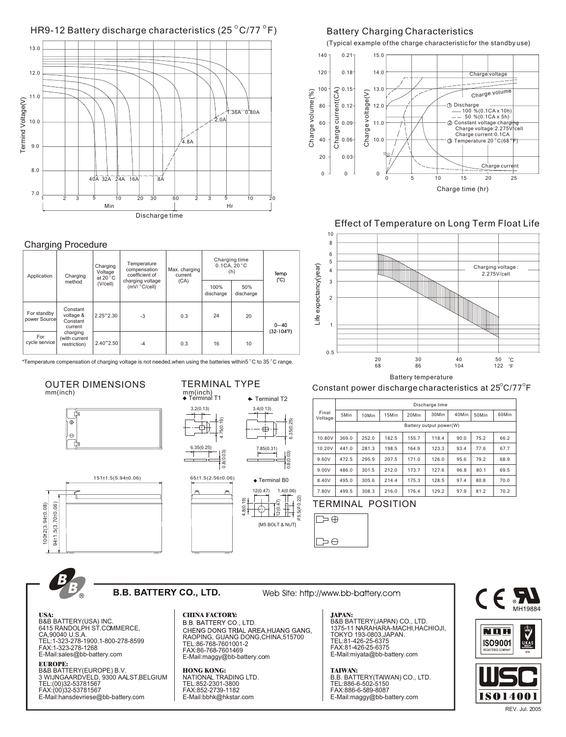## HR9-12 Battery discharge characteristics (25 °C/77 °F)

Termind Voltage(V)
13.0
12.0
11.0
10.0
9.0
8.0
7.0

1.36A 0.80A
2.0A
4.8A
40A 32A 24A 16A 8A

1 2 3 5 10 20 30 60 2 3 5 10 20
Min Hr
Discharge time

## Battery Charging Characteristics

(Typical example of the charge characteristic for the standby use)

Charge volume(%) 140 120 100 80 60 40 20 0
Charge current(CA) 0.21 0.18 0.15 0.12 0.09 0.06 0.03 0
Charge voltage(V) 15.0 14.0 13.0 12.0 11.0 10.0 0

Charge voltage
Charge volume
① Discharge
—— 100 %(0.1CA x 10h)
-- -- 50 %(0.1CA x 5h)
② Constant voltage charging
Charge voltage:2.275V/cell
Charge current:0.1CA
③ Temperature 20 °C(68 °F)
Charge current

0 5 10 15 20 25
Charge time (hr)

## Charging Procedure

| Application | Charging method | Charging Voltage at 20 °C (V/cell) | Temperature compensation coefficient of charging voltage (mV/ °C/cell) | Max. charging current (CA) | Charging time 0.1CA, 20 °C (h) | | Temp (°C) |
|---|---|---|---|---|---|---|---|
| | | | | | 100% discharge | 50% discharge | |
| For standby power Source | Constant voltage & Constant current charging (with current restriction) | 2.25~2.30 | -3 | 0.3 | 24 | 20 | 0~40 (32-104°F) |
| For cycle service | | 2.40~2.50 | -4 | 0.3 | 16 | 10 | |

*Temperature compensation of charging voltage is not needed,when using the batteries within5 °C to 35 °C range.

## Effect of Temperature on Long Term Float Life

Life expectancy(year)
10 8 6 5 4 3 2 1 0.5

Charging voltage : 2.275V/cell

20 30 40 50 °C
68 86 104 122 °F
Battery temperature

## Constant power discharge characteristics at 25°C/77°F

| Final Voltage | Discharge time | | | | | | | |
|---|---|---|---|---|---|---|---|---|
| | 5Min | 10Min | 15Min | 20Min | 30Min | 40Min | 50Min | 60Min |
| | Battery output power(W) | | | | | | | |
| 10.80V | 369.0 | 252.0 | 182.5 | 155.7 | 118.4 | 90.0 | 75.2 | 66.2 |
| 10.20V | 441.0 | 281.3 | 198.5 | 164.9 | 123.3 | 93.4 | 77.6 | 67.7 |
| 9.60V | 472.5 | 295.9 | 207.5 | 171.0 | 126.0 | 95.6 | 79.2 | 68.9 |
| 9.00V | 486.0 | 301.5 | 212.0 | 173.7 | 127.6 | 96.8 | 80.1 | 69.5 |
| 8.40V | 495.0 | 305.6 | 214.4 | 175.3 | 128.5 | 97.4 | 80.8 | 70.0 |
| 7.80V | 499.5 | 308.3 | 216.0 | 176.4 | 129.2 | 97.9 | 81.2 | 70.2 |

## OUTER DIMENSIONS

mm(inch)

151±1.5(5.94±0.06)
65±1.5(2.56±0.06)
100±2(3.94±0.08)
94±1.5(3.70±0.06)

## TERMINAL TYPE

mm(inch)

◆ Terminal T1
3.2(0.13)
4.75(0.19)
6.35(0.25)
0.8(0.03)

◆ Terminal T2
3.4(0.13)
6.35(0.25)
7.85(0.31)
0.8(0.03)

◆ Terminal B0
12(0.47) 1.4(0.06)
4.8(0.19)
12(0.47)
ø5.5(ø0.22)
[M5 BOLT & NUT]

## TERMINAL POSITION

⊕
⊖

**B.B. BATTERY CO., LTD.**

Web Site: http://www.bb-battery.com

**USA:**
B&B BATTERY(USA) INC.
6415 RANDOLPH ST.COMMERCE,
CA,90040 U.S.A.
TEL:1-323-278-1900.1-800-278-8599
FAX:1-323-278-1268
E-Mail:sales@bb-battery.com

**EUROPE:**
B&B BATTERY(EUROPE) B.V.
3 WIJNGAARDVELD, 9300 AALST,BELGIUM
TEL:(00)32-53781567
FAX:(00)32-53781567
E-Mail:hansdevriese@bb-battery.com

**CHINA FACTORY:**
B.B. BATTERY CO., LTD.
CHENG DONG TRIAL AREA,HUANG GANG,
RAOPING, GUANG DONG,CHINA,515700
TEL:86-768-7601001-2
FAX:86-768-7601469
E-Mail:maggy@bb-battery.com

**HONG KONG:**
NATIONAL TRADING LTD.
TEL:852-2301-3800
FAX:852-2739-1182
E-Mail:bbhk@hkstar.com

**JAPAN:**
B&B BATTERY(JAPAN) CO., LTD.
1375-11 NARAHARA-MACHI,HACHIOJI,
TOKYO 193-0803,JAPAN.
TEL:81-426-25-6375
FAX:81-426-25-6375
E-Mail:miyata@bb-battery.com

**TAIWAN:**
B.B. BATTERY(TAIWAN) CO., LTD.
TEL:886-6-502-5150
FAX:886-6-589-8087
E-Mail:maggy@bb-battery.com

MH19884
ISO9001
ISO14001

REV. Jul. 2005